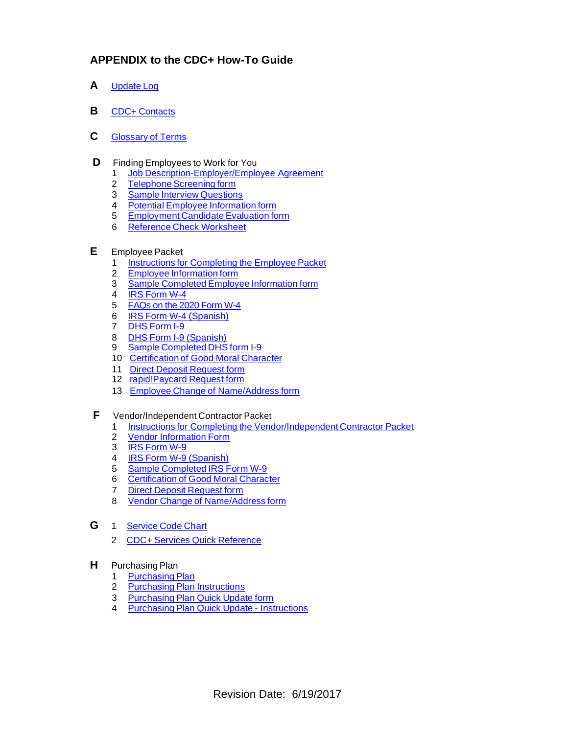# APPENDIX to the CDC+ How-To Guide

**A** Update Log

**B** CDC+ Contacts

**C** Glossary of Terms

**D** Finding Employees to Work for You

1. Job Description-Employer/Employee Agreement
2. Telephone Screening form
3. Sample Interview Questions
4. Potential Employee Information form
5. Employment Candidate Evaluation form
6. Reference Check Worksheet

**E** Employee Packet

1. Instructions for Completing the Employee Packet
2. Employee Information form
3. Sample Completed Employee Information form
4. IRS Form W-4
5. FAQs on the 2020 Form W-4
6. IRS Form W-4 (Spanish)
7. DHS Form I-9
8. DHS Form I-9 (Spanish)
9. Sample Completed DHS form I-9
10. Certification of Good Moral Character
11. Direct Deposit Request form
12. rapid!Paycard Request form
13. Employee Change of Name/Address form

**F** Vendor/Independent Contractor Packet

1. Instructions for Completing the Vendor/Independent Contractor Packet
2. Vendor Information Form
3. IRS Form W-9
4. IRS Form W-9 (Spanish)
5. Sample Completed IRS Form W-9
6. Certification of Good Moral Character
7. Direct Deposit Request form
8. Vendor Change of Name/Address form

**G**

1. Service Code Chart
2. CDC+ Services Quick Reference

**H** Purchasing Plan

1. Purchasing Plan
2. Purchasing Plan Instructions
3. Purchasing Plan Quick Update form
4. Purchasing Plan Quick Update - Instructions

Revision Date: 6/19/2017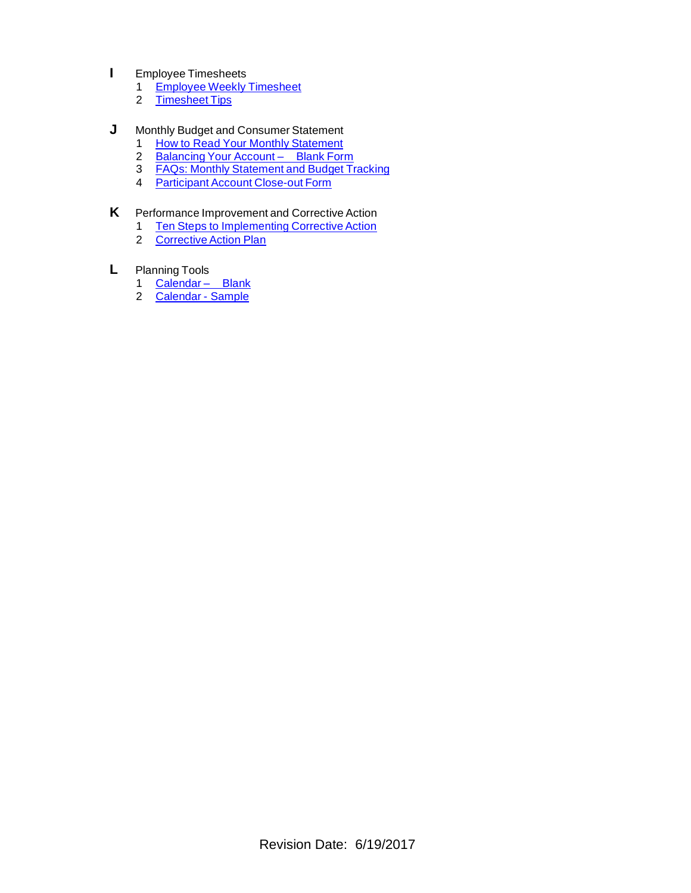**I** Employee Timesheets

1. Employee Weekly Timesheet
2. Timesheet Tips

**J** Monthly Budget and Consumer Statement

1. How to Read Your Monthly Statement
2. Balancing Your Account – Blank Form
3. FAQs: Monthly Statement and Budget Tracking
4. Participant Account Close-out Form

**K** Performance Improvement and Corrective Action

1. Ten Steps to Implementing Corrective Action
2. Corrective Action Plan

**L** Planning Tools

1. Calendar – Blank
2. Calendar - Sample

Revision Date: 6/19/2017